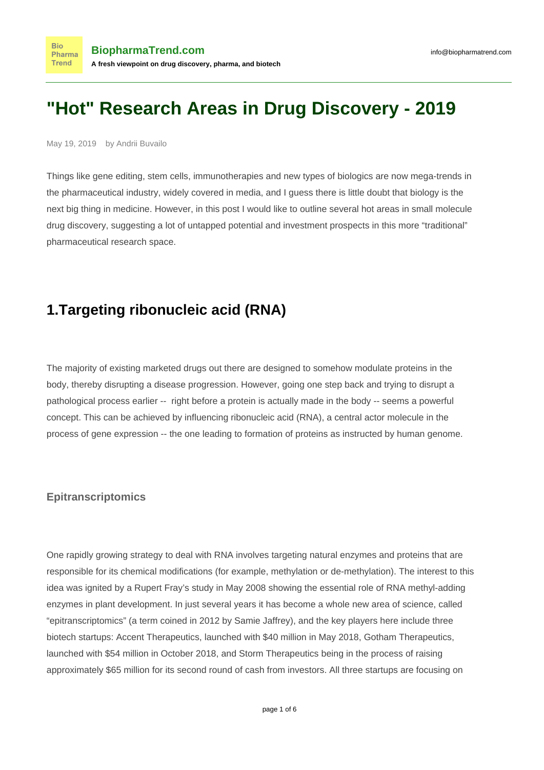# "Hot" Research Areas in Drug Discovery - 2019

May 19, 2019    by Andrii Buvailo

Things like gene editing, stem cells, immunotherapies and new types of biologics are now mega-trends in the pharmaceutical industry, widely covered in media, and I guess there is little doubt that biology is the next big thing in medicine. However, in this post I would like to outline several hot areas in small molecule drug discovery, suggesting a lot of untapped potential and investment prospects in this more “traditional” pharmaceutical research space.

## 1.Targeting ribonucleic acid (RNA)

The majority of existing marketed drugs out there are designed to somehow modulate proteins in the body, thereby disrupting a disease progression. However, going one step back and trying to disrupt a pathological process earlier -- right before a protein is actually made in the body -- seems a powerful concept. This can be achieved by influencing ribonucleic acid (RNA), a central actor molecule in the process of gene expression -- the one leading to formation of proteins as instructed by human genome.

### Epitranscriptomics

One rapidly growing strategy to deal with RNA involves targeting natural enzymes and proteins that are responsible for its chemical modifications (for example, methylation or de-methylation). The interest to this idea was ignited by a Rupert Fray’s study in May 2008 showing the essential role of RNA methyl-adding enzymes in plant development. In just several years it has become a whole new area of science, called “epitranscriptomics” (a term coined in 2012 by Samie Jaffrey), and the key players here include three biotech startups: Accent Therapeutics, launched with $40 million in May 2018, Gotham Therapeutics, launched with $54 million in October 2018, and Storm Therapeutics being in the process of raising approximately $65 million for its second round of cash from investors. All three startups are focusing on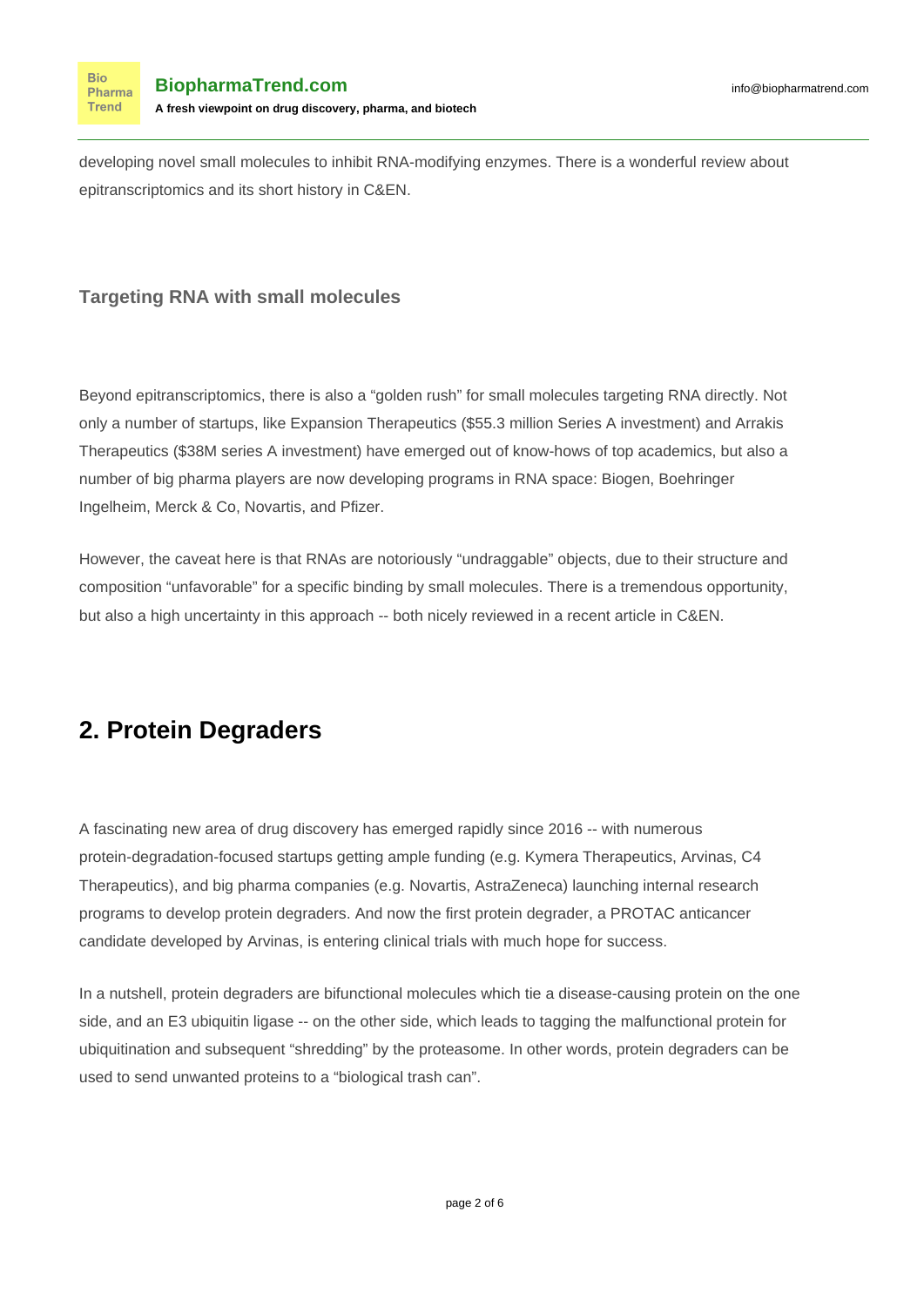developing novel small molecules to inhibit RNA-modifying enzymes. There is a wonderful review about epitranscriptomics and its short history in C&EN.

### Targeting RNA with small molecules

Beyond epitranscriptomics, there is also a “golden rush” for small molecules targeting RNA directly. Not only a number of startups, like Expansion Therapeutics ($55.3 million Series A investment) and Arrakis Therapeutics ($38M series A investment) have emerged out of know-hows of top academics, but also a number of big pharma players are now developing programs in RNA space: Biogen, Boehringer Ingelheim, Merck & Co, Novartis, and Pfizer.

However, the caveat here is that RNAs are notoriously “undraggable” objects, due to their structure and composition “unfavorable” for a specific binding by small molecules. There is a tremendous opportunity, but also a high uncertainty in this approach -- both nicely reviewed in a recent article in C&EN.

## 2. Protein Degraders

A fascinating new area of drug discovery has emerged rapidly since 2016 -- with numerous protein-degradation-focused startups getting ample funding (e.g. Kymera Therapeutics, Arvinas, C4 Therapeutics), and big pharma companies (e.g. Novartis, AstraZeneca) launching internal research programs to develop protein degraders. And now the first protein degrader, a PROTAC anticancer candidate developed by Arvinas, is entering clinical trials with much hope for success.

In a nutshell, protein degraders are bifunctional molecules which tie a disease-causing protein on the one side, and an E3 ubiquitin ligase -- on the other side, which leads to tagging the malfunctional protein for ubiquitination and subsequent “shredding” by the proteasome. In other words, protein degraders can be used to send unwanted proteins to a “biological trash can”.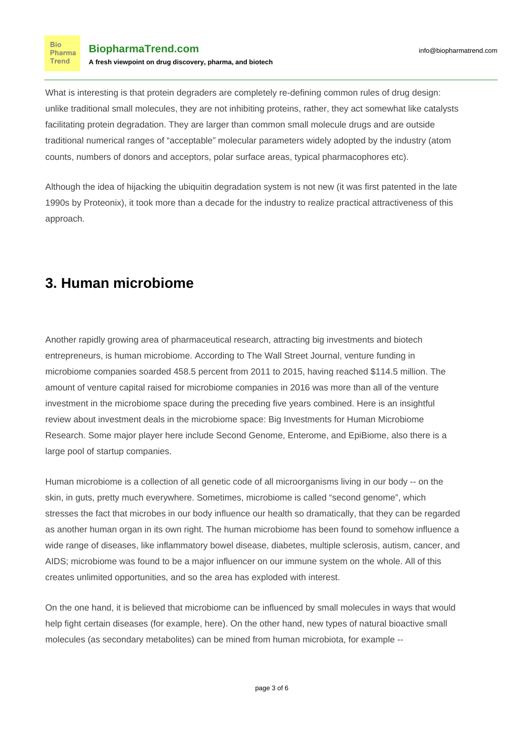What is interesting is that protein degraders are completely re-defining common rules of drug design: unlike traditional small molecules, they are not inhibiting proteins, rather, they act somewhat like catalysts facilitating protein degradation. They are larger than common small molecule drugs and are outside traditional numerical ranges of "acceptable" molecular parameters widely adopted by the industry (atom counts, numbers of donors and acceptors, polar surface areas, typical pharmacophores etc).

Although the idea of hijacking the ubiquitin degradation system is not new (it was first patented in the late 1990s by Proteonix), it took more than a decade for the industry to realize practical attractiveness of this approach.

## 3. Human microbiome

Another rapidly growing area of pharmaceutical research, attracting big investments and biotech entrepreneurs, is human microbiome. According to The Wall Street Journal, venture funding in microbiome companies soarded 458.5 percent from 2011 to 2015, having reached $114.5 million. The amount of venture capital raised for microbiome companies in 2016 was more than all of the venture investment in the microbiome space during the preceding five years combined. Here is an insightful review about investment deals in the microbiome space: Big Investments for Human Microbiome Research. Some major player here include Second Genome, Enterome, and EpiBiome, also there is a large pool of startup companies.

Human microbiome is a collection of all genetic code of all microorganisms living in our body -- on the skin, in guts, pretty much everywhere. Sometimes, microbiome is called "second genome", which stresses the fact that microbes in our body influence our health so dramatically, that they can be regarded as another human organ in its own right. The human microbiome has been found to somehow influence a wide range of diseases, like inflammatory bowel disease, diabetes, multiple sclerosis, autism, cancer, and AIDS; microbiome was found to be a major influencer on our immune system on the whole. All of this creates unlimited opportunities, and so the area has exploded with interest.

On the one hand, it is believed that microbiome can be influenced by small molecules in ways that would help fight certain diseases (for example, here). On the other hand, new types of natural bioactive small molecules (as secondary metabolites) can be mined from human microbiota, for example --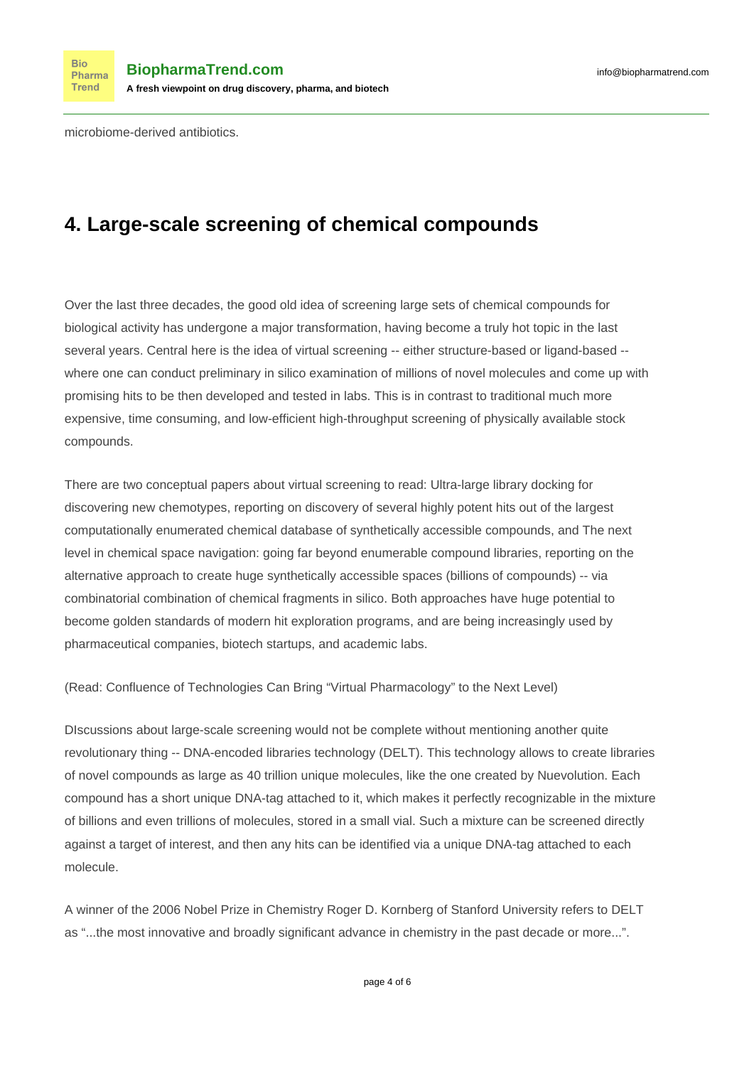microbiome-derived antibiotics.

## 4. Large-scale screening of chemical compounds

Over the last three decades, the good old idea of screening large sets of chemical compounds for biological activity has undergone a major transformation, having become a truly hot topic in the last several years. Central here is the idea of virtual screening -- either structure-based or ligand-based -- where one can conduct preliminary in silico examination of millions of novel molecules and come up with promising hits to be then developed and tested in labs. This is in contrast to traditional much more expensive, time consuming, and low-efficient high-throughput screening of physically available stock compounds.

There are two conceptual papers about virtual screening to read: Ultra-large library docking for discovering new chemotypes, reporting on discovery of several highly potent hits out of the largest computationally enumerated chemical database of synthetically accessible compounds, and The next level in chemical space navigation: going far beyond enumerable compound libraries, reporting on the alternative approach to create huge synthetically accessible spaces (billions of compounds) -- via combinatorial combination of chemical fragments in silico. Both approaches have huge potential to become golden standards of modern hit exploration programs, and are being increasingly used by pharmaceutical companies, biotech startups, and academic labs.

(Read: Confluence of Technologies Can Bring “Virtual Pharmacology” to the Next Level)

DIscussions about large-scale screening would not be complete without mentioning another quite revolutionary thing -- DNA-encoded libraries technology (DELT). This technology allows to create libraries of novel compounds as large as 40 trillion unique molecules, like the one created by Nuevolution. Each compound has a short unique DNA-tag attached to it, which makes it perfectly recognizable in the mixture of billions and even trillions of molecules, stored in a small vial. Such a mixture can be screened directly against a target of interest, and then any hits can be identified via a unique DNA-tag attached to each molecule.

A winner of the 2006 Nobel Prize in Chemistry Roger D. Kornberg of Stanford University refers to DELT as “...the most innovative and broadly significant advance in chemistry in the past decade or more...”.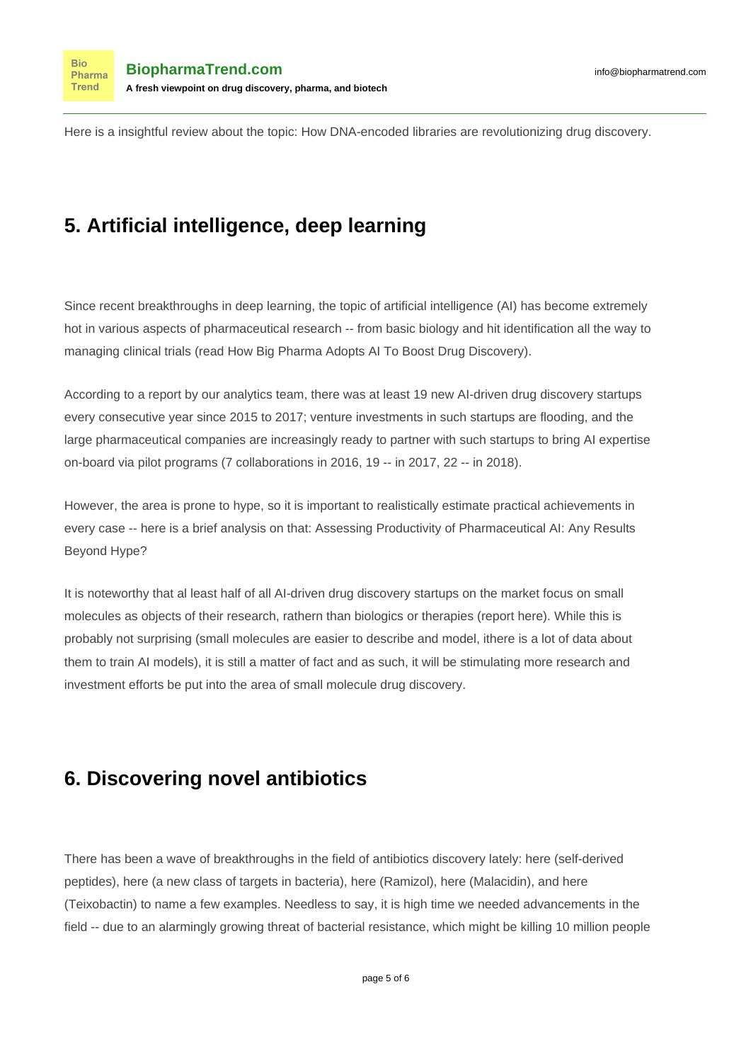Here is a insightful review about the topic: How DNA-encoded libraries are revolutionizing drug discovery.

## 5. Artificial intelligence, deep learning

Since recent breakthroughs in deep learning, the topic of artificial intelligence (AI) has become extremely hot in various aspects of pharmaceutical research -- from basic biology and hit identification all the way to managing clinical trials (read How Big Pharma Adopts AI To Boost Drug Discovery).

According to a report by our analytics team, there was at least 19 new AI-driven drug discovery startups every consecutive year since 2015 to 2017; venture investments in such startups are flooding, and the large pharmaceutical companies are increasingly ready to partner with such startups to bring AI expertise on-board via pilot programs (7 collaborations in 2016, 19 -- in 2017, 22 -- in 2018).

However, the area is prone to hype, so it is important to realistically estimate practical achievements in every case -- here is a brief analysis on that: Assessing Productivity of Pharmaceutical AI: Any Results Beyond Hype?

It is noteworthy that al least half of all AI-driven drug discovery startups on the market focus on small molecules as objects of their research, rathern than biologics or therapies (report here). While this is probably not surprising (small molecules are easier to describe and model, ithere is a lot of data about them to train AI models), it is still a matter of fact and as such, it will be stimulating more research and investment efforts be put into the area of small molecule drug discovery.

## 6. Discovering novel antibiotics

There has been a wave of breakthroughs in the field of antibiotics discovery lately: here (self-derived peptides), here (a new class of targets in bacteria), here (Ramizol), here (Malacidin), and here (Teixobactin) to name a few examples. Needless to say, it is high time we needed advancements in the field -- due to an alarmingly growing threat of bacterial resistance, which might be killing 10 million people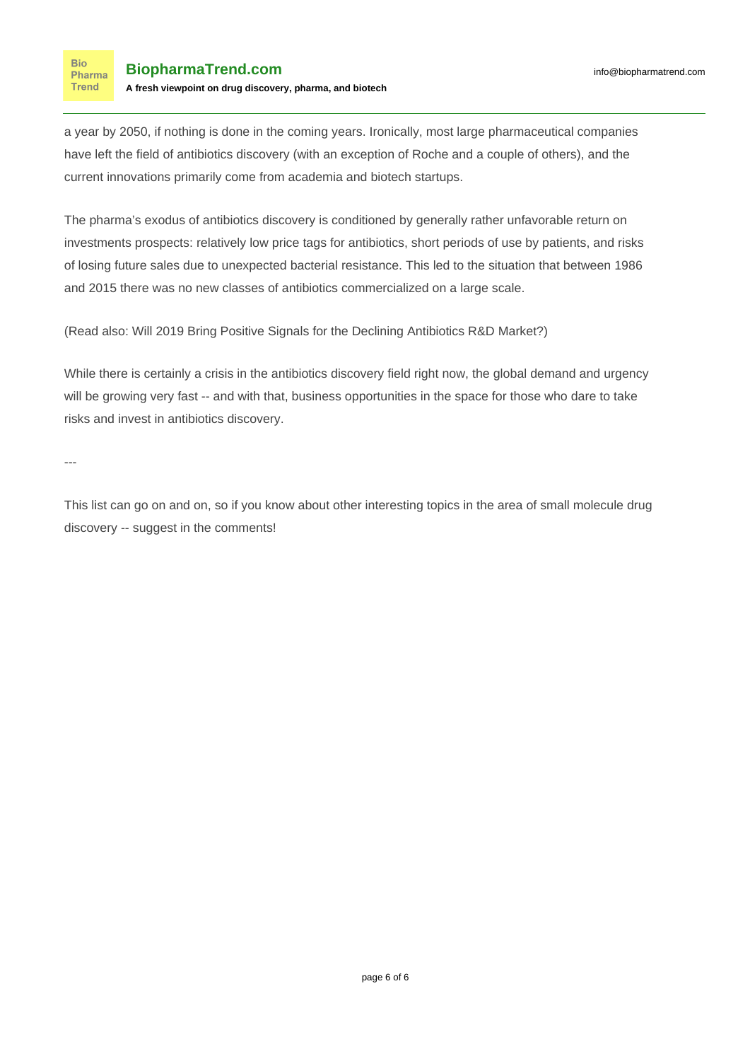a year by 2050, if nothing is done in the coming years. Ironically, most large pharmaceutical companies have left the field of antibiotics discovery (with an exception of Roche and a couple of others), and the current innovations primarily come from academia and biotech startups.

The pharma's exodus of antibiotics discovery is conditioned by generally rather unfavorable return on investments prospects: relatively low price tags for antibiotics, short periods of use by patients, and risks of losing future sales due to unexpected bacterial resistance. This led to the situation that between 1986 and 2015 there was no new classes of antibiotics commercialized on a large scale.

(Read also: Will 2019 Bring Positive Signals for the Declining Antibiotics R&D Market?)

While there is certainly a crisis in the antibiotics discovery field right now, the global demand and urgency will be growing very fast -- and with that, business opportunities in the space for those who dare to take risks and invest in antibiotics discovery.

---

This list can go on and on, so if you know about other interesting topics in the area of small molecule drug discovery -- suggest in the comments!